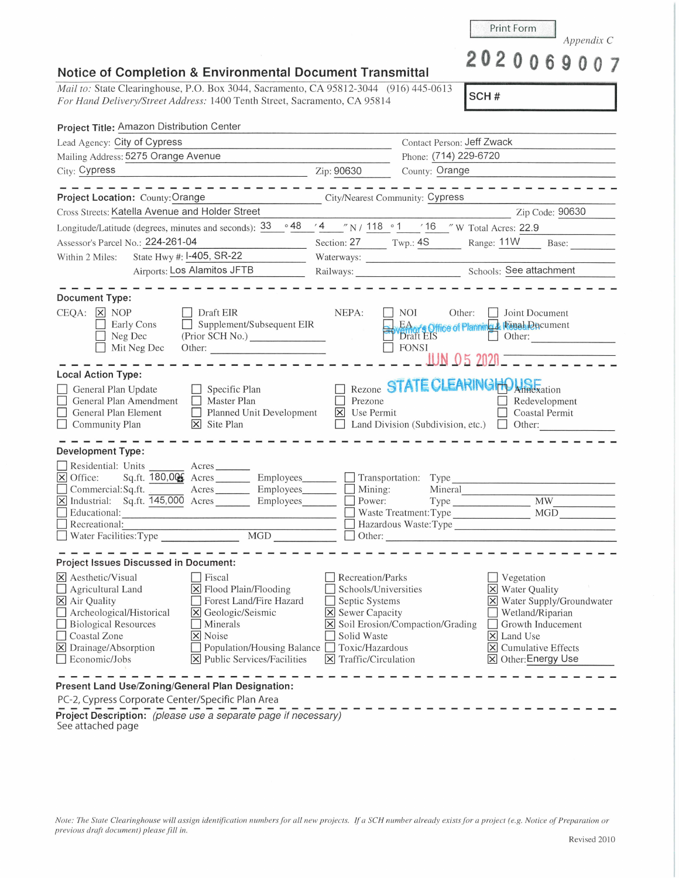Print Form

*Appendix C*

2020069007

## Notice of Completion & Environmental Document Transmittal

*Mail to:* State Clearinghouse, P.O. Box 3044, Sacramento, CA 95812-3044 (916) 445-0613
*For Hand Delivery/Street Address:* 1400 Tenth Street, Sacramento, CA 95814

**SCH #**

**Project Title:** Amazon Distribution Center

Lead Agency: City of Cypress — Contact Person: Jeff Zwack

Mailing Address: 5275 Orange Avenue — Phone: (714) 229-6720

City: Cypress — Zip: 90630 — County: Orange

---

**Project Location:** County: Orange — City/Nearest Community: Cypress

Cross Streets: Katella Avenue and Holder Street — Zip Code: 90630

Longitude/Latitude (degrees, minutes and seconds): 33 ° 48 ′ 4 ″ N / 118 ° 1 ′ 16 ″ W — Total Acres: 22.9

Assessor's Parcel No.: 224-261-04 — Section: 27 — Twp.: 4S — Range: 11W — Base:

Within 2 Miles: State Hwy #: I-405, SR-22 — Waterways:

Airports: Los Alamitos JFTB — Railways: — Schools: See attachment

---

**Document Type:**

CEQA: [X] NOP [ ] Early Cons [ ] Neg Dec [ ] Mit Neg Dec [ ] Draft EIR [ ] Supplement/Subsequent EIR (Prior SCH No.) ______ Other: ______

NEPA: [ ] NOI [ ] EA [ ] Draft EIS [ ] FONSI

Other: [ ] Joint Document [ ] Final Document [ ] Other: ______

Governor's Office of Planning & Research

JUN 05 2020

STATE CLEARINGHOUSE

---

**Local Action Type:**

[ ] General Plan Update [ ] General Plan Amendment [ ] General Plan Element [ ] Community Plan
[ ] Specific Plan [ ] Master Plan [ ] Planned Unit Development [X] Site Plan
[ ] Rezone [ ] Prezone [X] Use Permit [ ] Land Division (Subdivision, etc.)
[ ] Annexation [ ] Redevelopment [ ] Coastal Permit [ ] Other: ______

---

**Development Type:**

[ ] Residential: Units ______ Acres ______
[X] Office: Sq.ft. 180,006 Acres ______ Employees ______
[ ] Commercial: Sq.ft. ______ Acres ______ Employees ______
[X] Industrial: Sq.ft. 145,000 Acres ______ Employees ______
[ ] Educational: ______
[ ] Recreational: ______
[ ] Water Facilities: Type ______ MGD ______
[ ] Transportation: Type ______
[ ] Mining: Mineral ______
[ ] Power: Type ______ MW ______
[ ] Waste Treatment: Type ______ MGD ______
[ ] Hazardous Waste: Type ______
[ ] Other: ______

---

**Project Issues Discussed in Document:**

[X] Aesthetic/Visual
[ ] Agricultural Land
[X] Air Quality
[ ] Archeological/Historical
[ ] Biological Resources
[ ] Coastal Zone
[X] Drainage/Absorption
[ ] Economic/Jobs
[ ] Fiscal
[X] Flood Plain/Flooding
[ ] Forest Land/Fire Hazard
[X] Geologic/Seismic
[ ] Minerals
[X] Noise
[ ] Population/Housing Balance
[X] Public Services/Facilities
[ ] Recreation/Parks
[ ] Schools/Universities
[ ] Septic Systems
[X] Sewer Capacity
[X] Soil Erosion/Compaction/Grading
[ ] Solid Waste
[ ] Toxic/Hazardous
[X] Traffic/Circulation
[ ] Vegetation
[X] Water Quality
[X] Water Supply/Groundwater
[ ] Wetland/Riparian
[ ] Growth Inducement
[X] Land Use
[X] Cumulative Effects
[X] Other: Energy Use

---

**Present Land Use/Zoning/General Plan Designation:**

PC-2, Cypress Corporate Center/Specific Plan Area

**Project Description:** *(please use a separate page if necessary)*

See attached page

*Note: The State Clearinghouse will assign identification numbers for all new projects. If a SCH number already exists for a project (e.g. Notice of Preparation or previous draft document) please fill in.*

Revised 2010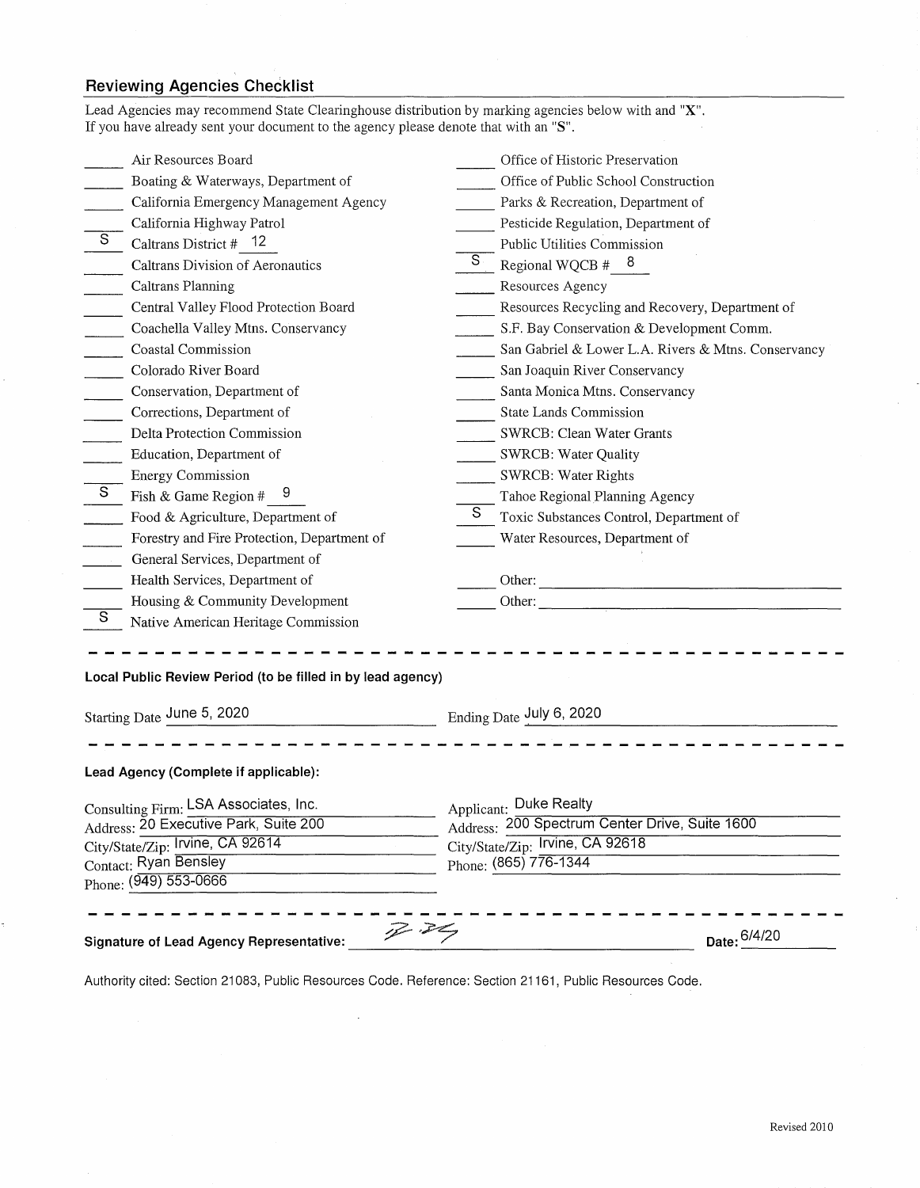## Reviewing Agencies Checklist

Lead Agencies may recommend State Clearinghouse distribution by marking agencies below with and "X".
If you have already sent your document to the agency please denote that with an "S".

| | | | |
|---|---|---|---|
| ____ | Air Resources Board | ____ | Office of Historic Preservation |
| ____ | Boating & Waterways, Department of | ____ | Office of Public School Construction |
| ____ | California Emergency Management Agency | ____ | Parks & Recreation, Department of |
| ____ | California Highway Patrol | ____ | Pesticide Regulation, Department of |
| S | Caltrans District # 12 | ____ | Public Utilities Commission |
| ____ | Caltrans Division of Aeronautics | S | Regional WQCB # 8 |
| ____ | Caltrans Planning | ____ | Resources Agency |
| ____ | Central Valley Flood Protection Board | ____ | Resources Recycling and Recovery, Department of |
| ____ | Coachella Valley Mtns. Conservancy | ____ | S.F. Bay Conservation & Development Comm. |
| ____ | Coastal Commission | ____ | San Gabriel & Lower L.A. Rivers & Mtns. Conservancy |
| ____ | Colorado River Board | ____ | San Joaquin River Conservancy |
| ____ | Conservation, Department of | ____ | Santa Monica Mtns. Conservancy |
| ____ | Corrections, Department of | ____ | State Lands Commission |
| ____ | Delta Protection Commission | ____ | SWRCB: Clean Water Grants |
| ____ | Education, Department of | ____ | SWRCB: Water Quality |
| ____ | Energy Commission | ____ | SWRCB: Water Rights |
| S | Fish & Game Region # 9 | ____ | Tahoe Regional Planning Agency |
| ____ | Food & Agriculture, Department of | S | Toxic Substances Control, Department of |
| ____ | Forestry and Fire Protection, Department of | ____ | Water Resources, Department of |
| ____ | General Services, Department of | | |
| ____ | Health Services, Department of | ____ | Other: |
| ____ | Housing & Community Development | ____ | Other: |
| S | Native American Heritage Commission | | |

---

**Local Public Review Period (to be filled in by lead agency)**

Starting Date June 5, 2020 Ending Date July 6, 2020

---

**Lead Agency (Complete if applicable):**

Consulting Firm: LSA Associates, Inc.
Address: 20 Executive Park, Suite 200
City/State/Zip: Irvine, CA 92614
Contact: Ryan Bensley
Phone: (949) 553-0666

Applicant: Duke Realty
Address: 200 Spectrum Center Drive, Suite 1600
City/State/Zip: Irvine, CA 92618
Phone: (865) 776-1344

---

**Signature of Lead Agency Representative:** [signature] **Date:** 6/4/20

Authority cited: Section 21083, Public Resources Code. Reference: Section 21161, Public Resources Code.

Revised 2010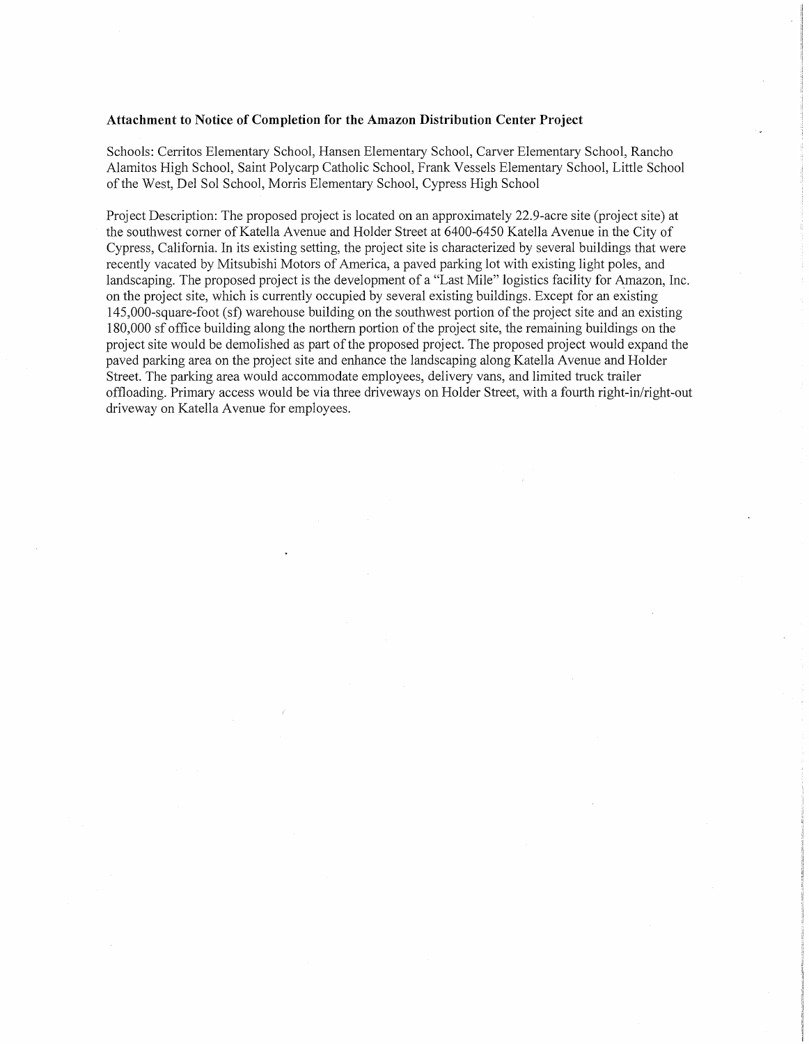**Attachment to Notice of Completion for the Amazon Distribution Center Project**

Schools: Cerritos Elementary School, Hansen Elementary School, Carver Elementary School, Rancho Alamitos High School, Saint Polycarp Catholic School, Frank Vessels Elementary School, Little School of the West, Del Sol School, Morris Elementary School, Cypress High School

Project Description: The proposed project is located on an approximately 22.9-acre site (project site) at the southwest corner of Katella Avenue and Holder Street at 6400-6450 Katella Avenue in the City of Cypress, California. In its existing setting, the project site is characterized by several buildings that were recently vacated by Mitsubishi Motors of America, a paved parking lot with existing light poles, and landscaping. The proposed project is the development of a "Last Mile" logistics facility for Amazon, Inc. on the project site, which is currently occupied by several existing buildings. Except for an existing 145,000-square-foot (sf) warehouse building on the southwest portion of the project site and an existing 180,000 sf office building along the northern portion of the project site, the remaining buildings on the project site would be demolished as part of the proposed project. The proposed project would expand the paved parking area on the project site and enhance the landscaping along Katella Avenue and Holder Street. The parking area would accommodate employees, delivery vans, and limited truck trailer offloading. Primary access would be via three driveways on Holder Street, with a fourth right-in/right-out driveway on Katella Avenue for employees.